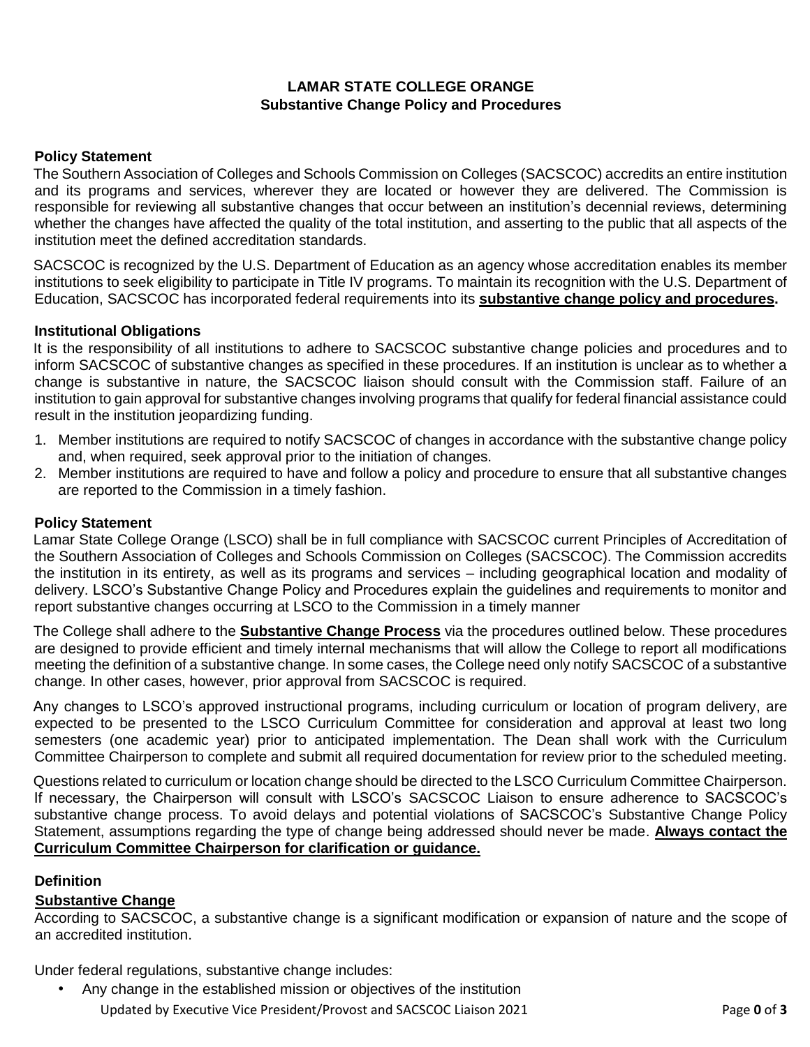# LAMAR STATE COLLEGE ORANGE
## Substantive Change Policy and Procedures

### Policy Statement

The Southern Association of Colleges and Schools Commission on Colleges (SACSCOC) accredits an entire institution and its programs and services, wherever they are located or however they are delivered. The Commission is responsible for reviewing all substantive changes that occur between an institution's decennial reviews, determining whether the changes have affected the quality of the total institution, and asserting to the public that all aspects of the institution meet the defined accreditation standards.

SACSCOC is recognized by the U.S. Department of Education as an agency whose accreditation enables its member institutions to seek eligibility to participate in Title IV programs. To maintain its recognition with the U.S. Department of Education, SACSCOC has incorporated federal requirements into its **substantive change policy and procedures.**

### Institutional Obligations

It is the responsibility of all institutions to adhere to SACSCOC substantive change policies and procedures and to inform SACSCOC of substantive changes as specified in these procedures. If an institution is unclear as to whether a change is substantive in nature, the SACSCOC liaison should consult with the Commission staff. Failure of an institution to gain approval for substantive changes involving programs that qualify for federal financial assistance could result in the institution jeopardizing funding.

1. Member institutions are required to notify SACSCOC of changes in accordance with the substantive change policy and, when required, seek approval prior to the initiation of changes.
2. Member institutions are required to have and follow a policy and procedure to ensure that all substantive changes are reported to the Commission in a timely fashion.

### Policy Statement

Lamar State College Orange (LSCO) shall be in full compliance with SACSCOC current Principles of Accreditation of the Southern Association of Colleges and Schools Commission on Colleges (SACSCOC). The Commission accredits the institution in its entirety, as well as its programs and services – including geographical location and modality of delivery. LSCO's Substantive Change Policy and Procedures explain the guidelines and requirements to monitor and report substantive changes occurring at LSCO to the Commission in a timely manner

The College shall adhere to the **Substantive Change Process** via the procedures outlined below. These procedures are designed to provide efficient and timely internal mechanisms that will allow the College to report all modifications meeting the definition of a substantive change. In some cases, the College need only notify SACSCOC of a substantive change. In other cases, however, prior approval from SACSCOC is required.

Any changes to LSCO's approved instructional programs, including curriculum or location of program delivery, are expected to be presented to the LSCO Curriculum Committee for consideration and approval at least two long semesters (one academic year) prior to anticipated implementation. The Dean shall work with the Curriculum Committee Chairperson to complete and submit all required documentation for review prior to the scheduled meeting.

Questions related to curriculum or location change should be directed to the LSCO Curriculum Committee Chairperson. If necessary, the Chairperson will consult with LSCO's SACSCOC Liaison to ensure adherence to SACSCOC's substantive change process. To avoid delays and potential violations of SACSCOC's Substantive Change Policy Statement, assumptions regarding the type of change being addressed should never be made. **Always contact the Curriculum Committee Chairperson for clarification or guidance.**

### Definition

#### Substantive Change

According to SACSCOC, a substantive change is a significant modification or expansion of nature and the scope of an accredited institution.

Under federal regulations, substantive change includes:

- Any change in the established mission or objectives of the institution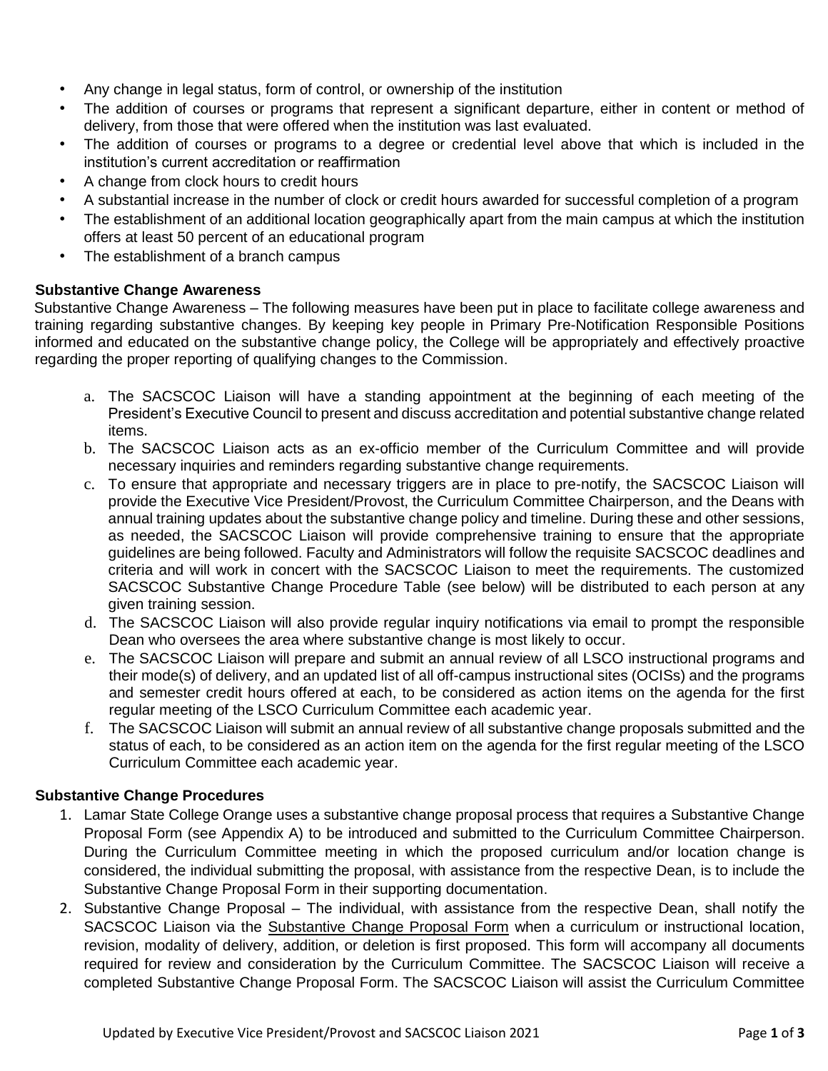- Any change in legal status, form of control, or ownership of the institution
- The addition of courses or programs that represent a significant departure, either in content or method of delivery, from those that were offered when the institution was last evaluated.
- The addition of courses or programs to a degree or credential level above that which is included in the institution's current accreditation or reaffirmation
- A change from clock hours to credit hours
- A substantial increase in the number of clock or credit hours awarded for successful completion of a program
- The establishment of an additional location geographically apart from the main campus at which the institution offers at least 50 percent of an educational program
- The establishment of a branch campus

### Substantive Change Awareness

Substantive Change Awareness – The following measures have been put in place to facilitate college awareness and training regarding substantive changes. By keeping key people in Primary Pre-Notification Responsible Positions informed and educated on the substantive change policy, the College will be appropriately and effectively proactive regarding the proper reporting of qualifying changes to the Commission.

a. The SACSCOC Liaison will have a standing appointment at the beginning of each meeting of the President's Executive Council to present and discuss accreditation and potential substantive change related items.

b. The SACSCOC Liaison acts as an ex-officio member of the Curriculum Committee and will provide necessary inquiries and reminders regarding substantive change requirements.

c. To ensure that appropriate and necessary triggers are in place to pre-notify, the SACSCOC Liaison will provide the Executive Vice President/Provost, the Curriculum Committee Chairperson, and the Deans with annual training updates about the substantive change policy and timeline. During these and other sessions, as needed, the SACSCOC Liaison will provide comprehensive training to ensure that the appropriate guidelines are being followed. Faculty and Administrators will follow the requisite SACSCOC deadlines and criteria and will work in concert with the SACSCOC Liaison to meet the requirements. The customized SACSCOC Substantive Change Procedure Table (see below) will be distributed to each person at any given training session.

d. The SACSCOC Liaison will also provide regular inquiry notifications via email to prompt the responsible Dean who oversees the area where substantive change is most likely to occur.

e. The SACSCOC Liaison will prepare and submit an annual review of all LSCO instructional programs and their mode(s) of delivery, and an updated list of all off-campus instructional sites (OCISs) and the programs and semester credit hours offered at each, to be considered as action items on the agenda for the first regular meeting of the LSCO Curriculum Committee each academic year.

f. The SACSCOC Liaison will submit an annual review of all substantive change proposals submitted and the status of each, to be considered as an action item on the agenda for the first regular meeting of the LSCO Curriculum Committee each academic year.

### Substantive Change Procedures

1. Lamar State College Orange uses a substantive change proposal process that requires a Substantive Change Proposal Form (see Appendix A) to be introduced and submitted to the Curriculum Committee Chairperson. During the Curriculum Committee meeting in which the proposed curriculum and/or location change is considered, the individual submitting the proposal, with assistance from the respective Dean, is to include the Substantive Change Proposal Form in their supporting documentation.
2. Substantive Change Proposal – The individual, with assistance from the respective Dean, shall notify the SACSCOC Liaison via the Substantive Change Proposal Form when a curriculum or instructional location, revision, modality of delivery, addition, or deletion is first proposed. This form will accompany all documents required for review and consideration by the Curriculum Committee. The SACSCOC Liaison will receive a completed Substantive Change Proposal Form. The SACSCOC Liaison will assist the Curriculum Committee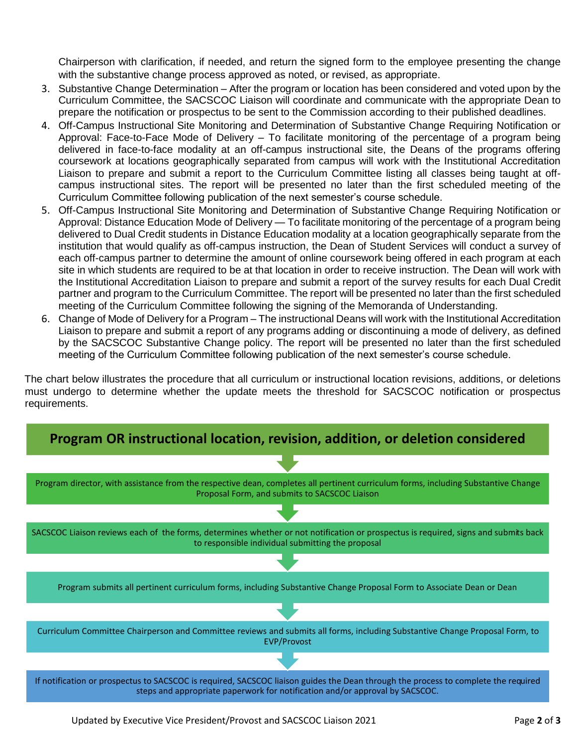Chairperson with clarification, if needed, and return the signed form to the employee presenting the change with the substantive change process approved as noted, or revised, as appropriate.

3. Substantive Change Determination – After the program or location has been considered and voted upon by the Curriculum Committee, the SACSCOC Liaison will coordinate and communicate with the appropriate Dean to prepare the notification or prospectus to be sent to the Commission according to their published deadlines.
4. Off-Campus Instructional Site Monitoring and Determination of Substantive Change Requiring Notification or Approval: Face-to-Face Mode of Delivery – To facilitate monitoring of the percentage of a program being delivered in face-to-face modality at an off-campus instructional site, the Deans of the programs offering coursework at locations geographically separated from campus will work with the Institutional Accreditation Liaison to prepare and submit a report to the Curriculum Committee listing all classes being taught at off-campus instructional sites. The report will be presented no later than the first scheduled meeting of the Curriculum Committee following publication of the next semester's course schedule.
5. Off-Campus Instructional Site Monitoring and Determination of Substantive Change Requiring Notification or Approval: Distance Education Mode of Delivery — To facilitate monitoring of the percentage of a program being delivered to Dual Credit students in Distance Education modality at a location geographically separate from the institution that would qualify as off-campus instruction, the Dean of Student Services will conduct a survey of each off-campus partner to determine the amount of online coursework being offered in each program at each site in which students are required to be at that location in order to receive instruction. The Dean will work with the Institutional Accreditation Liaison to prepare and submit a report of the survey results for each Dual Credit partner and program to the Curriculum Committee. The report will be presented no later than the first scheduled meeting of the Curriculum Committee following the signing of the Memoranda of Understanding.
6. Change of Mode of Delivery for a Program – The instructional Deans will work with the Institutional Accreditation Liaison to prepare and submit a report of any programs adding or discontinuing a mode of delivery, as defined by the SACSCOC Substantive Change policy. The report will be presented no later than the first scheduled meeting of the Curriculum Committee following publication of the next semester's course schedule.

The chart below illustrates the procedure that all curriculum or instructional location revisions, additions, or deletions must undergo to determine whether the update meets the threshold for SACSCOC notification or prospectus requirements.

**Program OR instructional location, revision, addition, or deletion considered**

↓

Program director, with assistance from the respective dean, completes all pertinent curriculum forms, including Substantive Change Proposal Form, and submits to SACSCOC Liaison

↓

SACSCOC Liaison reviews each of the forms, determines whether or not notification or prospectus is required, signs and submits back to responsible individual submitting the proposal

↓

Program submits all pertinent curriculum forms, including Substantive Change Proposal Form to Associate Dean or Dean

↓

Curriculum Committee Chairperson and Committee reviews and submits all forms, including Substantive Change Proposal Form, to EVP/Provost

↓

If notification or prospectus to SACSCOC is required, SACSCOC liaison guides the Dean through the process to complete the required steps and appropriate paperwork for notification and/or approval by SACSCOC.

Updated by Executive Vice President/Provost and SACSCOC Liaison 2021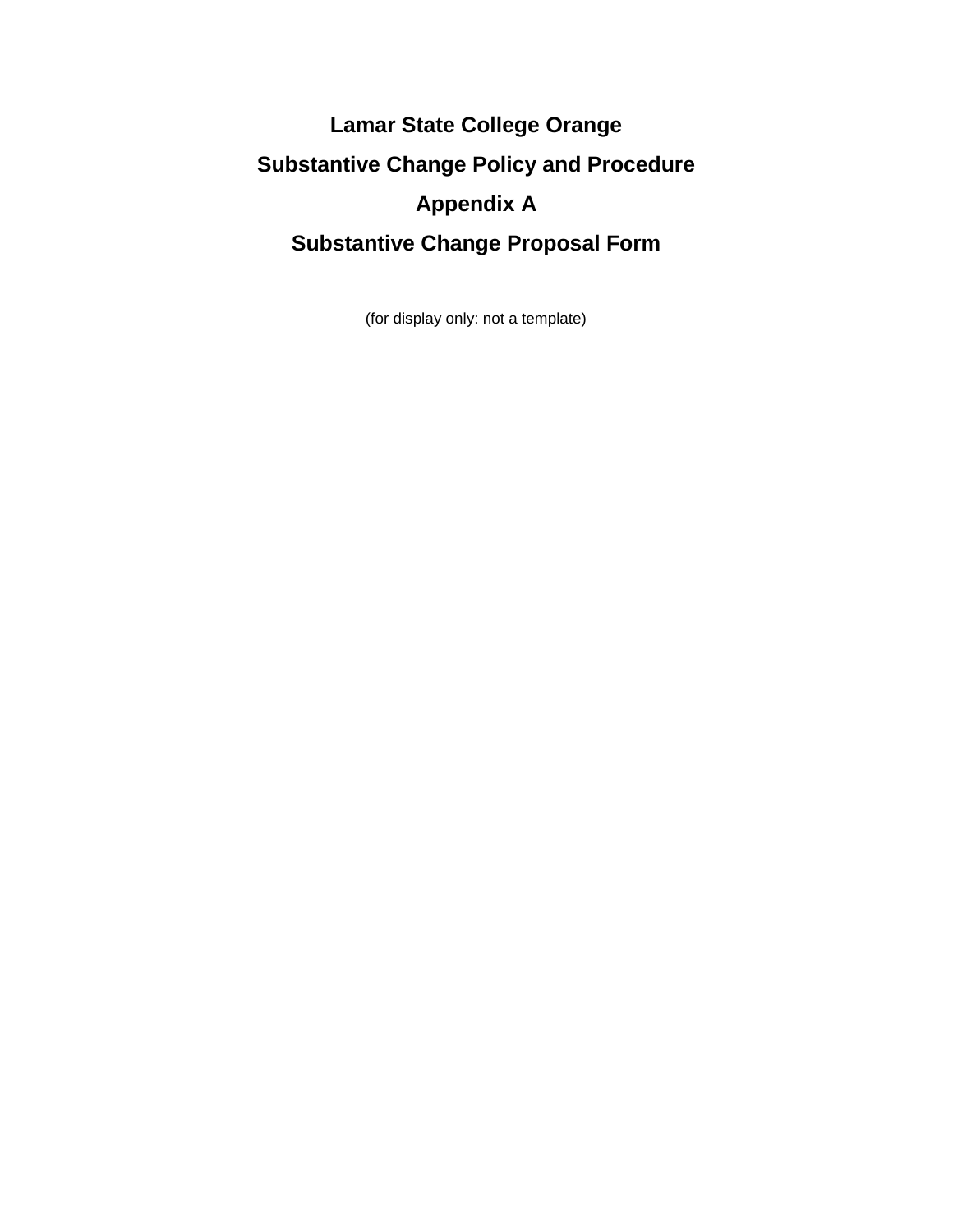# Lamar State College Orange

# Substantive Change Policy and Procedure

# Appendix A

# Substantive Change Proposal Form

(for display only: not a template)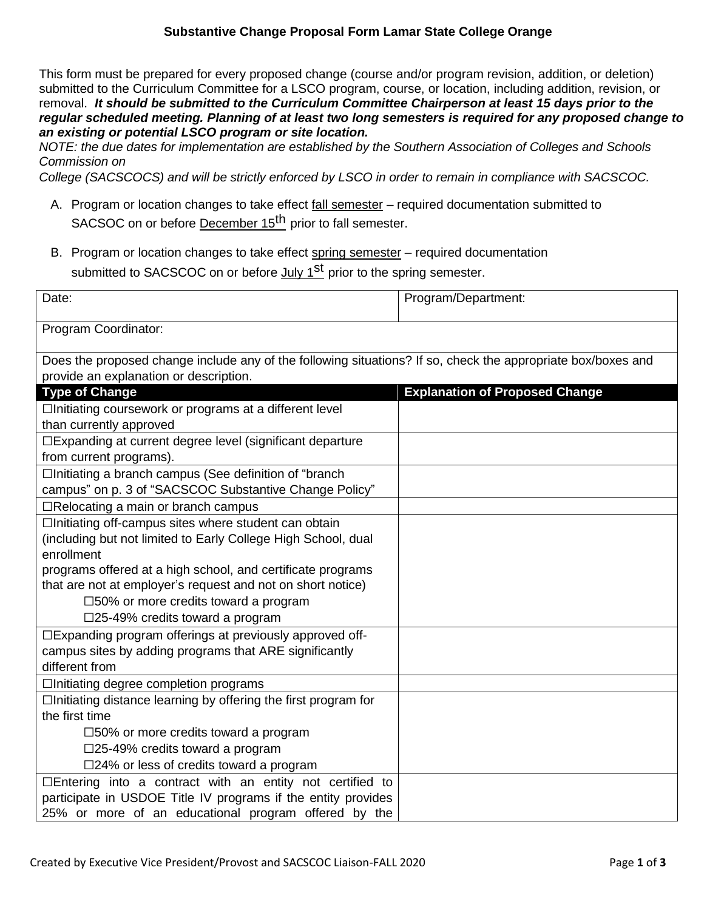**Substantive Change Proposal Form Lamar State College Orange**

This form must be prepared for every proposed change (course and/or program revision, addition, or deletion) submitted to the Curriculum Committee for a LSCO program, course, or location, including addition, revision, or removal. ***It should be submitted to the Curriculum Committee Chairperson at least 15 days prior to the regular scheduled meeting. Planning of at least two long semesters is required for any proposed change to an existing or potential LSCO program or site location.***

*NOTE: the due dates for implementation are established by the Southern Association of Colleges and Schools Commission on College (SACSCOCS) and will be strictly enforced by LSCO in order to remain in compliance with SACSCOC.*

A. Program or location changes to take effect fall semester – required documentation submitted to SACSOC on or before December 15th prior to fall semester.

B. Program or location changes to take effect spring semester – required documentation submitted to SACSCOC on or before July 1st prior to the spring semester.

| Date: | Program/Department: |
|---|---|
| Program Coordinator: | |
| Does the proposed change include any of the following situations? If so, check the appropriate box/boxes and provide an explanation or description. | |
| **Type of Change** | **Explanation of Proposed Change** |
| ☐Initiating coursework or programs at a different level than currently approved | |
| ☐Expanding at current degree level (significant departure from current programs). | |
| ☐Initiating a branch campus (See definition of "branch campus" on p. 3 of "SACSCOC Substantive Change Policy" | |
| ☐Relocating a main or branch campus | |
| ☐Initiating off-campus sites where student can obtain (including but not limited to Early College High School, dual enrollment programs offered at a high school, and certificate programs that are not at employer's request and not on short notice)<br>☐50% or more credits toward a program<br>☐25-49% credits toward a program | |
| ☐Expanding program offerings at previously approved off-campus sites by adding programs that ARE significantly different from | |
| ☐Initiating degree completion programs | |
| ☐Initiating distance learning by offering the first program for the first time<br>☐50% or more credits toward a program<br>☐25-49% credits toward a program<br>☐24% or less of credits toward a program | |
| ☐Entering into a contract with an entity not certified to participate in USDOE Title IV programs if the entity provides 25% or more of an educational program offered by the | |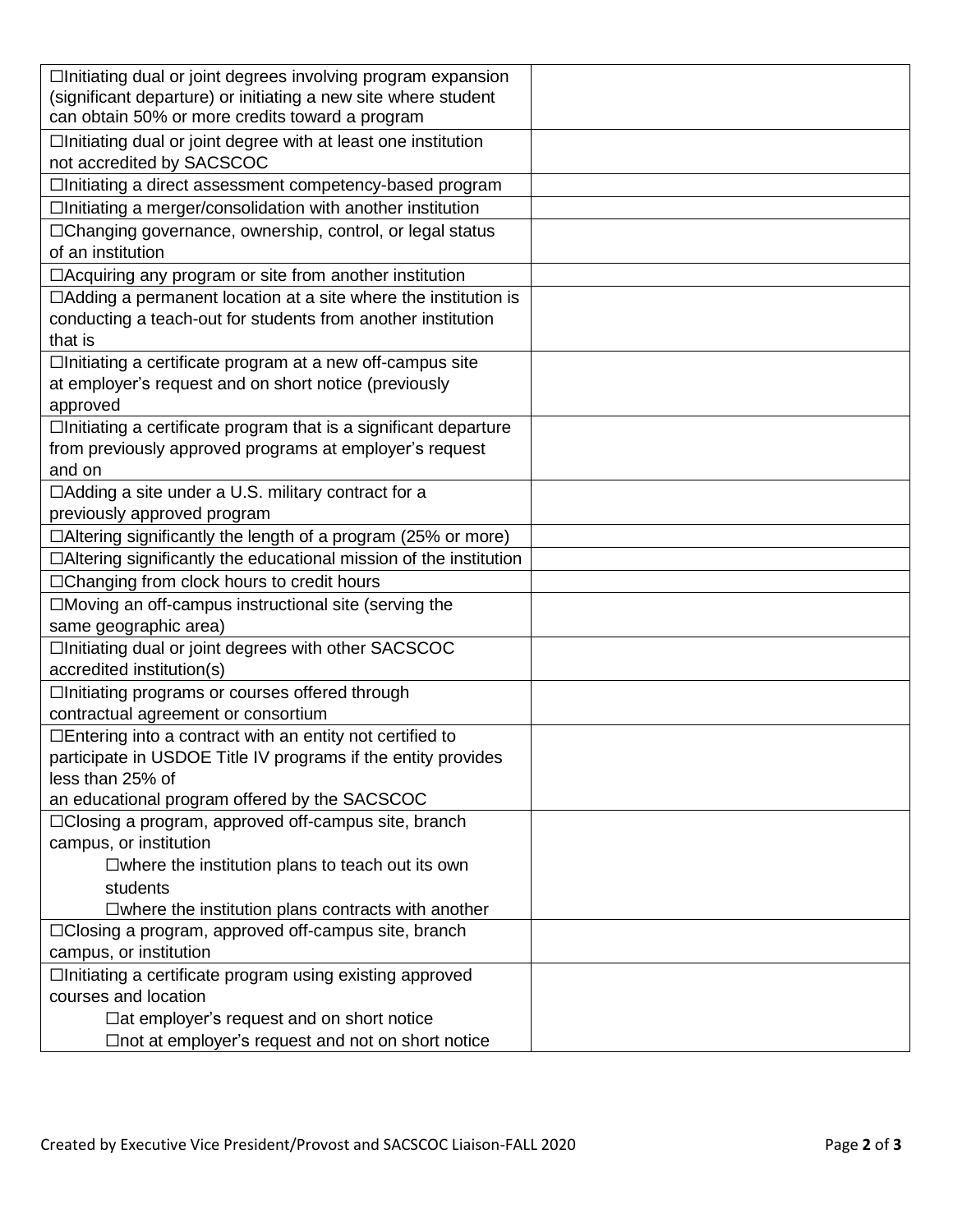| | |
|---|---|
| ☐Initiating dual or joint degrees involving program expansion (significant departure) or initiating a new site where student can obtain 50% or more credits toward a program | |
| ☐Initiating dual or joint degree with at least one institution not accredited by SACSCOC | |
| ☐Initiating a direct assessment competency-based program | |
| ☐Initiating a merger/consolidation with another institution | |
| ☐Changing governance, ownership, control, or legal status of an institution | |
| ☐Acquiring any program or site from another institution | |
| ☐Adding a permanent location at a site where the institution is conducting a teach-out for students from another institution that is | |
| ☐Initiating a certificate program at a new off-campus site at employer's request and on short notice (previously approved | |
| ☐Initiating a certificate program that is a significant departure from previously approved programs at employer's request and on | |
| ☐Adding a site under a U.S. military contract for a previously approved program | |
| ☐Altering significantly the length of a program (25% or more) | |
| ☐Altering significantly the educational mission of the institution | |
| ☐Changing from clock hours to credit hours | |
| ☐Moving an off-campus instructional site (serving the same geographic area) | |
| ☐Initiating dual or joint degrees with other SACSCOC accredited institution(s) | |
| ☐Initiating programs or courses offered through contractual agreement or consortium | |
| ☐Entering into a contract with an entity not certified to participate in USDOE Title IV programs if the entity provides less than 25% of an educational program offered by the SACSCOC | |
| ☐Closing a program, approved off-campus site, branch campus, or institution<br>☐where the institution plans to teach out its own students<br>☐where the institution plans contracts with another | |
| ☐Closing a program, approved off-campus site, branch campus, or institution | |
| ☐Initiating a certificate program using existing approved courses and location<br>☐at employer's request and on short notice<br>☐not at employer's request and not on short notice | |

Created by Executive Vice President/Provost and SACSCOC Liaison-FALL 2020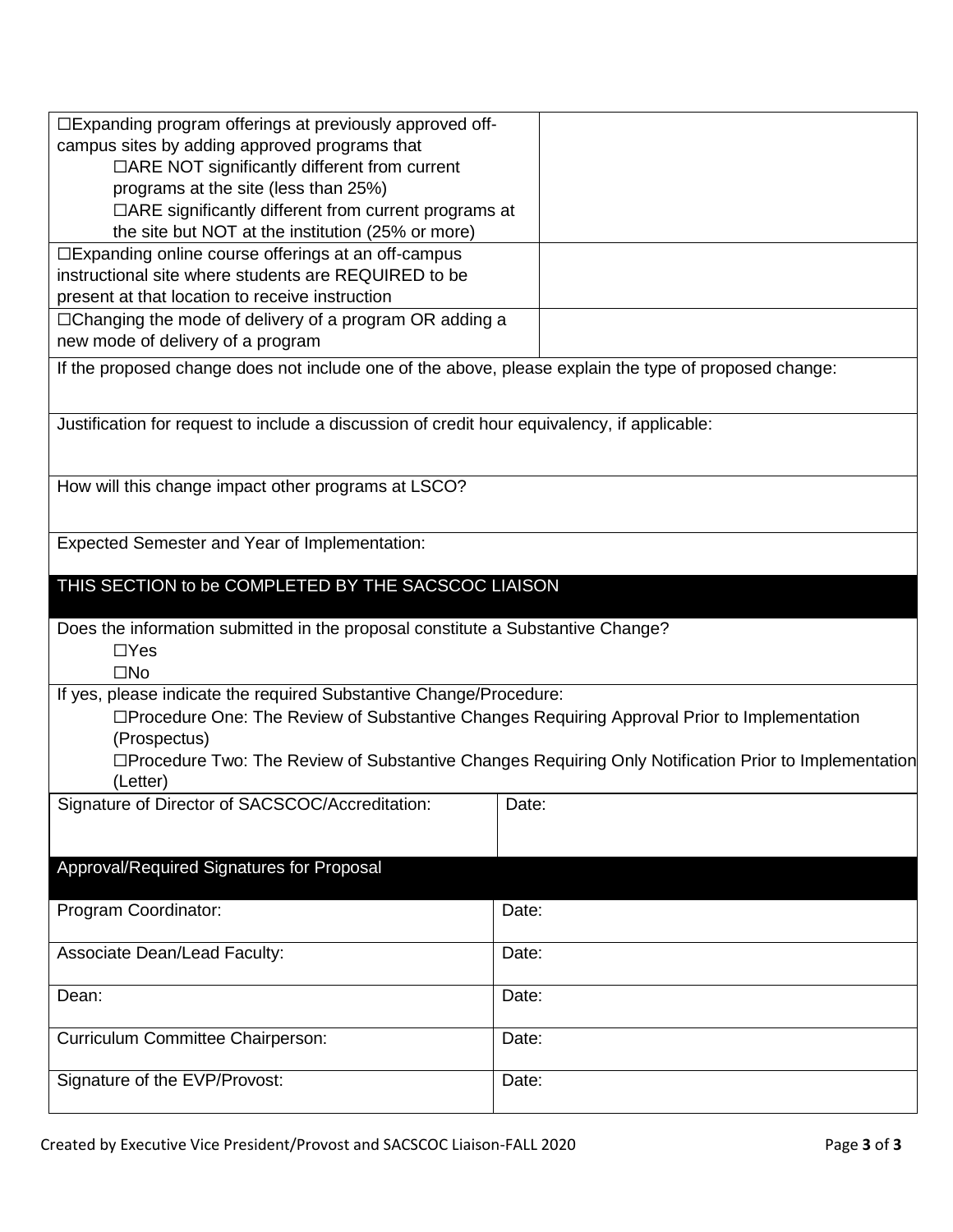| | |
|---|---|
| ☐Expanding program offerings at previously approved off-campus sites by adding approved programs that<br>☐ARE NOT significantly different from current programs at the site (less than 25%)<br>☐ARE significantly different from current programs at the site but NOT at the institution (25% or more) | |
| ☐Expanding online course offerings at an off-campus instructional site where students are REQUIRED to be present at that location to receive instruction | |
| ☐Changing the mode of delivery of a program OR adding a new mode of delivery of a program | |

If the proposed change does not include one of the above, please explain the type of proposed change:

Justification for request to include a discussion of credit hour equivalency, if applicable:

How will this change impact other programs at LSCO?

Expected Semester and Year of Implementation:

## THIS SECTION to be COMPLETED BY THE SACSCOC LIAISON

Does the information submitted in the proposal constitute a Substantive Change?

- ☐Yes
- ☐No

If yes, please indicate the required Substantive Change/Procedure:

- ☐Procedure One: The Review of Substantive Changes Requiring Approval Prior to Implementation (Prospectus)
- ☐Procedure Two: The Review of Substantive Changes Requiring Only Notification Prior to Implementation (Letter)

| | |
|---|---|
| Signature of Director of SACSCOC/Accreditation: | Date: |

## Approval/Required Signatures for Proposal

| | |
|---|---|
| Program Coordinator: | Date: |
| Associate Dean/Lead Faculty: | Date: |
| Dean: | Date: |
| Curriculum Committee Chairperson: | Date: |
| Signature of the EVP/Provost: | Date: |

Created by Executive Vice President/Provost and SACSCOC Liaison-FALL 2020